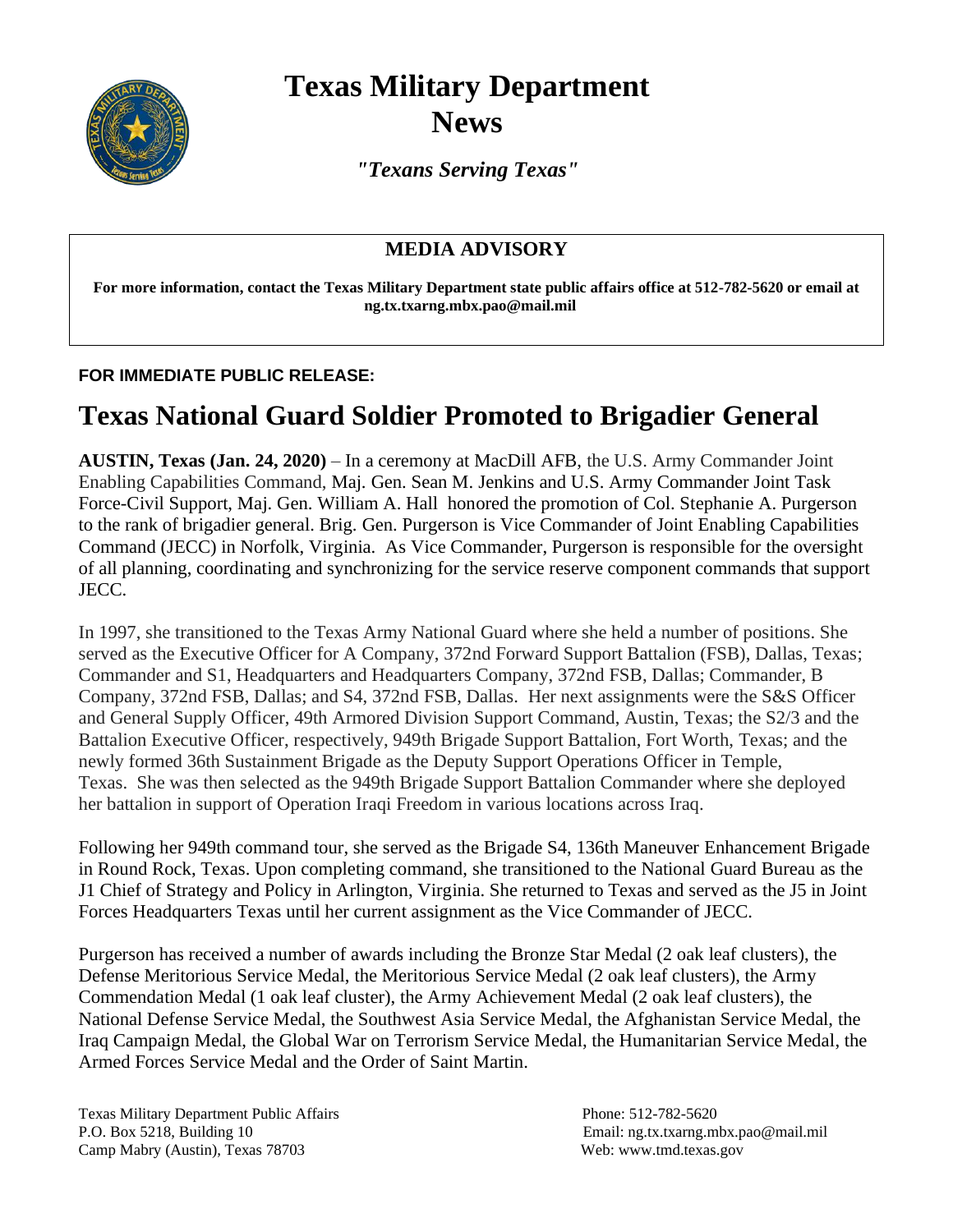# Texas Military Department News

*"Texans Serving Texas"*

## MEDIA ADVISORY

**For more information, contact the Texas Military Department state public affairs office at 512-782-5620 or email at ng.tx.txarng.mbx.pao@mail.mil**

**FOR IMMEDIATE PUBLIC RELEASE:**

# Texas National Guard Soldier Promoted to Brigadier General

**AUSTIN, Texas (Jan. 24, 2020)** – In a ceremony at MacDill AFB, the U.S. Army Commander Joint Enabling Capabilities Command, Maj. Gen. Sean M. Jenkins and U.S. Army Commander Joint Task Force-Civil Support, Maj. Gen. William A. Hall honored the promotion of Col. Stephanie A. Purgerson to the rank of brigadier general. Brig. Gen. Purgerson is Vice Commander of Joint Enabling Capabilities Command (JECC) in Norfolk, Virginia. As Vice Commander, Purgerson is responsible for the oversight of all planning, coordinating and synchronizing for the service reserve component commands that support JECC.

In 1997, she transitioned to the Texas Army National Guard where she held a number of positions. She served as the Executive Officer for A Company, 372nd Forward Support Battalion (FSB), Dallas, Texas; Commander and S1, Headquarters and Headquarters Company, 372nd FSB, Dallas; Commander, B Company, 372nd FSB, Dallas; and S4, 372nd FSB, Dallas. Her next assignments were the S&S Officer and General Supply Officer, 49th Armored Division Support Command, Austin, Texas; the S2/3 and the Battalion Executive Officer, respectively, 949th Brigade Support Battalion, Fort Worth, Texas; and the newly formed 36th Sustainment Brigade as the Deputy Support Operations Officer in Temple, Texas. She was then selected as the 949th Brigade Support Battalion Commander where she deployed her battalion in support of Operation Iraqi Freedom in various locations across Iraq.

Following her 949th command tour, she served as the Brigade S4, 136th Maneuver Enhancement Brigade in Round Rock, Texas. Upon completing command, she transitioned to the National Guard Bureau as the J1 Chief of Strategy and Policy in Arlington, Virginia. She returned to Texas and served as the J5 in Joint Forces Headquarters Texas until her current assignment as the Vice Commander of JECC.

Purgerson has received a number of awards including the Bronze Star Medal (2 oak leaf clusters), the Defense Meritorious Service Medal, the Meritorious Service Medal (2 oak leaf clusters), the Army Commendation Medal (1 oak leaf cluster), the Army Achievement Medal (2 oak leaf clusters), the National Defense Service Medal, the Southwest Asia Service Medal, the Afghanistan Service Medal, the Iraq Campaign Medal, the Global War on Terrorism Service Medal, the Humanitarian Service Medal, the Armed Forces Service Medal and the Order of Saint Martin.

Texas Military Department Public Affairs
P.O. Box 5218, Building 10
Camp Mabry (Austin), Texas 78703

Phone: 512-782-5620
Email: ng.tx.txarng.mbx.pao@mail.mil
Web: www.tmd.texas.gov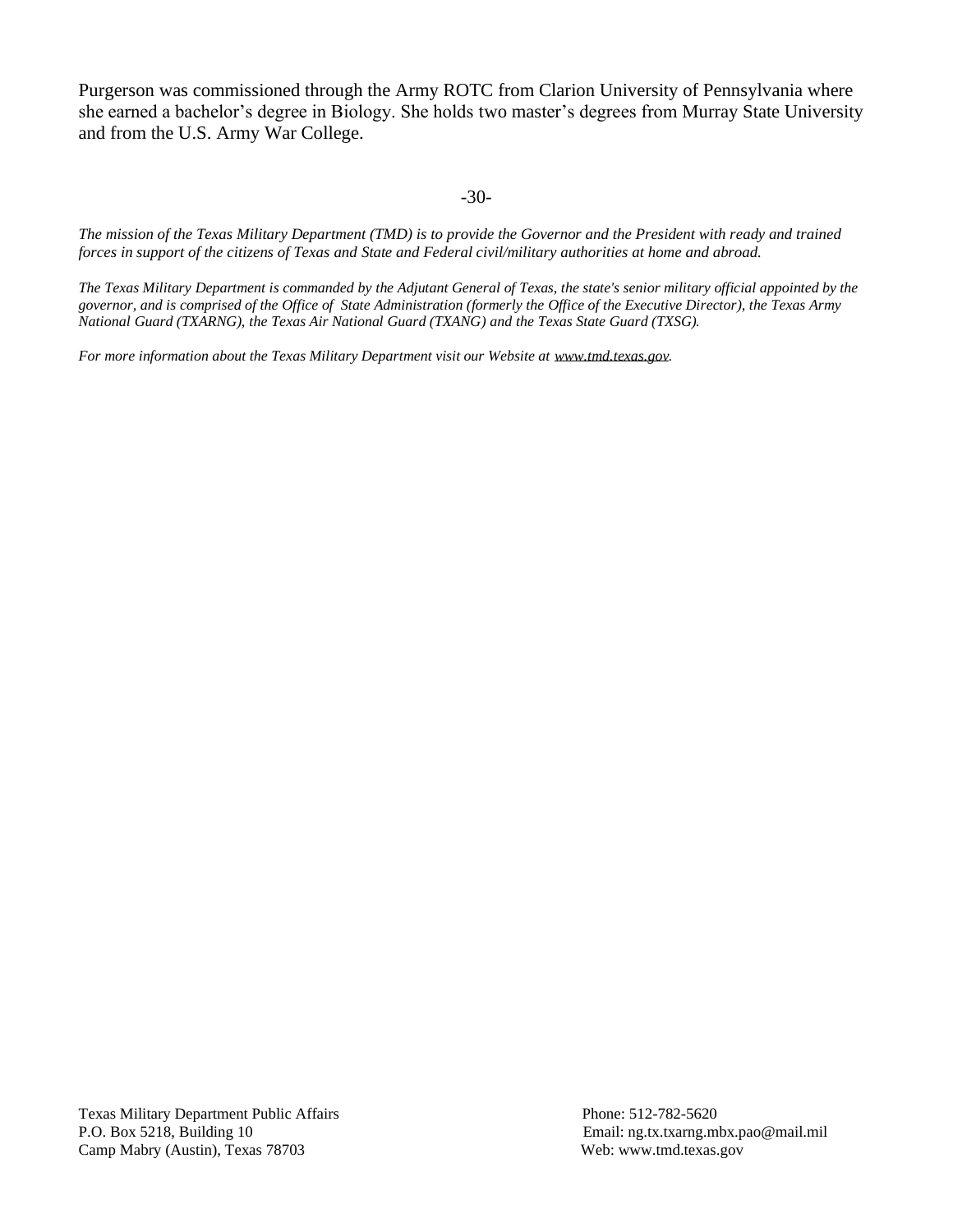Purgerson was commissioned through the Army ROTC from Clarion University of Pennsylvania where she earned a bachelor's degree in Biology. She holds two master's degrees from Murray State University and from the U.S. Army War College.

-30-

*The mission of the Texas Military Department (TMD) is to provide the Governor and the President with ready and trained forces in support of the citizens of Texas and State and Federal civil/military authorities at home and abroad.*

*The Texas Military Department is commanded by the Adjutant General of Texas, the state's senior military official appointed by the governor, and is comprised of the Office of State Administration (formerly the Office of the Executive Director), the Texas Army National Guard (TXARNG), the Texas Air National Guard (TXANG) and the Texas State Guard (TXSG).*

*For more information about the Texas Military Department visit our Website at www.tmd.texas.gov.*

Texas Military Department Public Affairs
P.O. Box 5218, Building 10
Camp Mabry (Austin), Texas 78703

Phone: 512-782-5620
Email: ng.tx.txarng.mbx.pao@mail.mil
Web: www.tmd.texas.gov